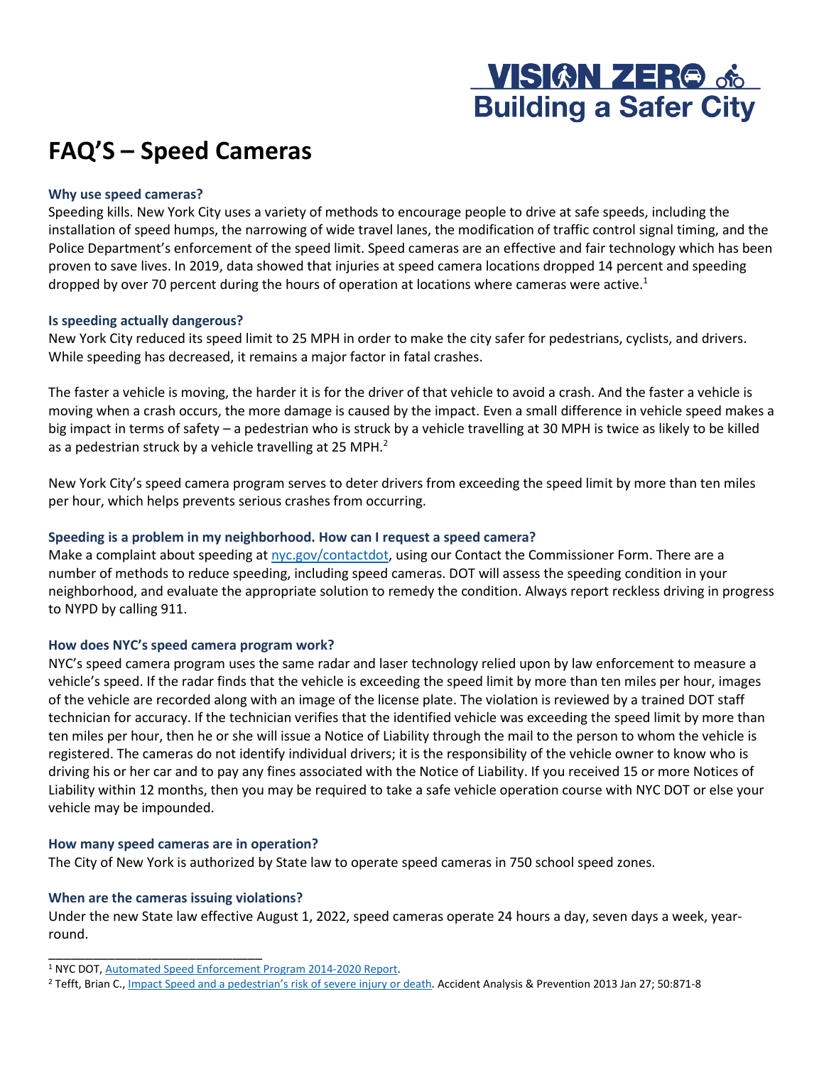VISION ZERO
Building a Safer City

# FAQ'S – Speed Cameras

### Why use speed cameras?

Speeding kills. New York City uses a variety of methods to encourage people to drive at safe speeds, including the installation of speed humps, the narrowing of wide travel lanes, the modification of traffic control signal timing, and the Police Department's enforcement of the speed limit. Speed cameras are an effective and fair technology which has been proven to save lives. In 2019, data showed that injuries at speed camera locations dropped 14 percent and speeding dropped by over 70 percent during the hours of operation at locations where cameras were active.[1]

### Is speeding actually dangerous?

New York City reduced its speed limit to 25 MPH in order to make the city safer for pedestrians, cyclists, and drivers. While speeding has decreased, it remains a major factor in fatal crashes.

The faster a vehicle is moving, the harder it is for the driver of that vehicle to avoid a crash. And the faster a vehicle is moving when a crash occurs, the more damage is caused by the impact. Even a small difference in vehicle speed makes a big impact in terms of safety – a pedestrian who is struck by a vehicle travelling at 30 MPH is twice as likely to be killed as a pedestrian struck by a vehicle travelling at 25 MPH.[2]

New York City's speed camera program serves to deter drivers from exceeding the speed limit by more than ten miles per hour, which helps prevents serious crashes from occurring.

### Speeding is a problem in my neighborhood. How can I request a speed camera?

Make a complaint about speeding at [nyc.gov/contactdot](nyc.gov/contactdot), using our Contact the Commissioner Form. There are a number of methods to reduce speeding, including speed cameras. DOT will assess the speeding condition in your neighborhood, and evaluate the appropriate solution to remedy the condition. Always report reckless driving in progress to NYPD by calling 911.

### How does NYC's speed camera program work?

NYC's speed camera program uses the same radar and laser technology relied upon by law enforcement to measure a vehicle's speed. If the radar finds that the vehicle is exceeding the speed limit by more than ten miles per hour, images of the vehicle are recorded along with an image of the license plate. The violation is reviewed by a trained DOT staff technician for accuracy. If the technician verifies that the identified vehicle was exceeding the speed limit by more than ten miles per hour, then he or she will issue a Notice of Liability through the mail to the person to whom the vehicle is registered. The cameras do not identify individual drivers; it is the responsibility of the vehicle owner to know who is driving his or her car and to pay any fines associated with the Notice of Liability. If you received 15 or more Notices of Liability within 12 months, then you may be required to take a safe vehicle operation course with NYC DOT or else your vehicle may be impounded.

### How many speed cameras are in operation?

The City of New York is authorized by State law to operate speed cameras in 750 school speed zones.

### When are the cameras issuing violations?

Under the new State law effective August 1, 2022, speed cameras operate 24 hours a day, seven days a week, year-round.

---

[1] NYC DOT, Automated Speed Enforcement Program 2014-2020 Report.

[2] Tefft, Brian C., Impact Speed and a pedestrian's risk of severe injury or death. Accident Analysis & Prevention 2013 Jan 27; 50:871-8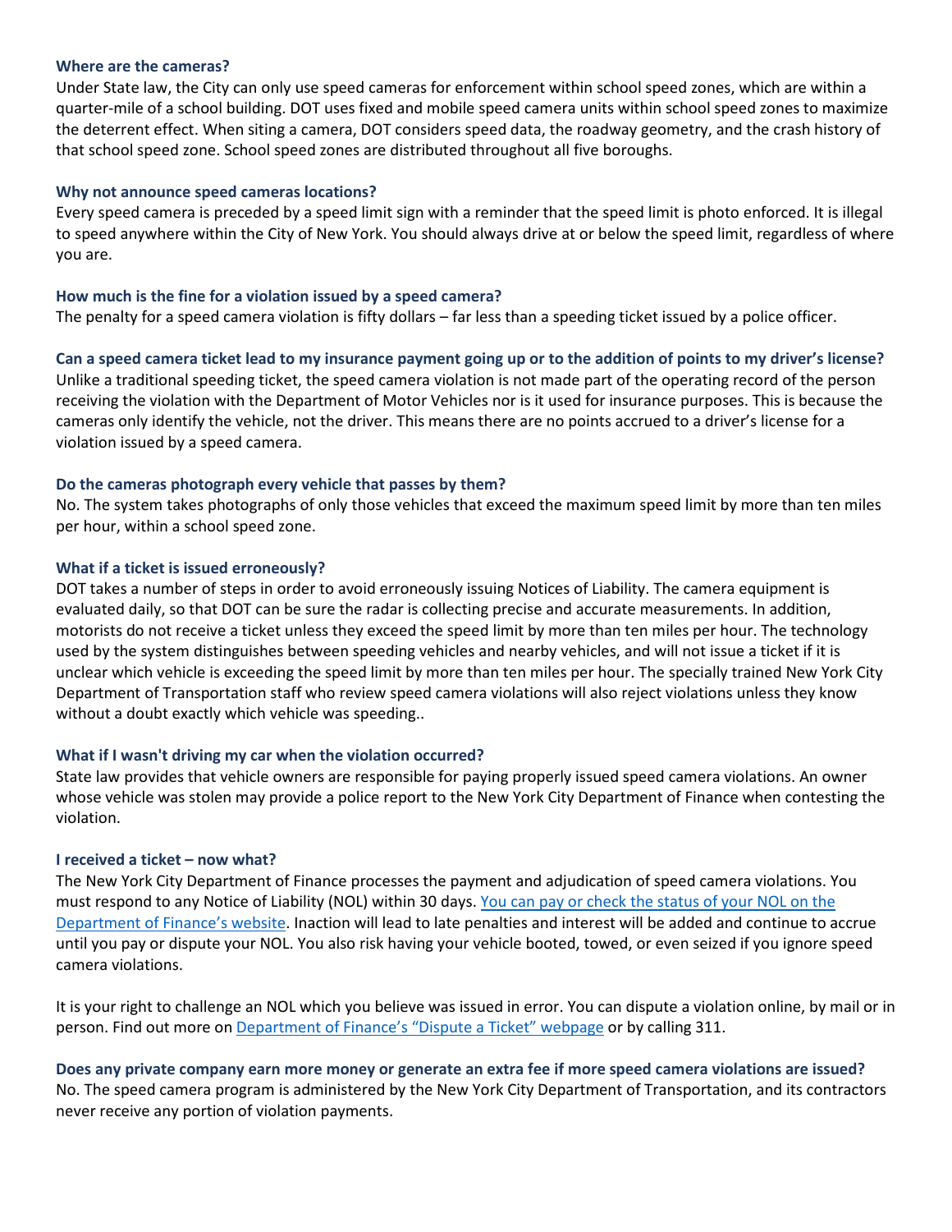### Where are the cameras?

Under State law, the City can only use speed cameras for enforcement within school speed zones, which are within a quarter-mile of a school building. DOT uses fixed and mobile speed camera units within school speed zones to maximize the deterrent effect. When siting a camera, DOT considers speed data, the roadway geometry, and the crash history of that school speed zone. School speed zones are distributed throughout all five boroughs.

### Why not announce speed cameras locations?

Every speed camera is preceded by a speed limit sign with a reminder that the speed limit is photo enforced. It is illegal to speed anywhere within the City of New York. You should always drive at or below the speed limit, regardless of where you are.

### How much is the fine for a violation issued by a speed camera?

The penalty for a speed camera violation is fifty dollars – far less than a speeding ticket issued by a police officer.

### Can a speed camera ticket lead to my insurance payment going up or to the addition of points to my driver's license?

Unlike a traditional speeding ticket, the speed camera violation is not made part of the operating record of the person receiving the violation with the Department of Motor Vehicles nor is it used for insurance purposes. This is because the cameras only identify the vehicle, not the driver. This means there are no points accrued to a driver's license for a violation issued by a speed camera.

### Do the cameras photograph every vehicle that passes by them?

No. The system takes photographs of only those vehicles that exceed the maximum speed limit by more than ten miles per hour, within a school speed zone.

### What if a ticket is issued erroneously?

DOT takes a number of steps in order to avoid erroneously issuing Notices of Liability. The camera equipment is evaluated daily, so that DOT can be sure the radar is collecting precise and accurate measurements. In addition, motorists do not receive a ticket unless they exceed the speed limit by more than ten miles per hour. The technology used by the system distinguishes between speeding vehicles and nearby vehicles, and will not issue a ticket if it is unclear which vehicle is exceeding the speed limit by more than ten miles per hour. The specially trained New York City Department of Transportation staff who review speed camera violations will also reject violations unless they know without a doubt exactly which vehicle was speeding..

### What if I wasn't driving my car when the violation occurred?

State law provides that vehicle owners are responsible for paying properly issued speed camera violations. An owner whose vehicle was stolen may provide a police report to the New York City Department of Finance when contesting the violation.

### I received a ticket – now what?

The New York City Department of Finance processes the payment and adjudication of speed camera violations. You must respond to any Notice of Liability (NOL) within 30 days. [You can pay or check the status of your NOL on the Department of Finance's website]. Inaction will lead to late penalties and interest will be added and continue to accrue until you pay or dispute your NOL. You also risk having your vehicle booted, towed, or even seized if you ignore speed camera violations.

It is your right to challenge an NOL which you believe was issued in error. You can dispute a violation online, by mail or in person. Find out more on [Department of Finance's "Dispute a Ticket" webpage] or by calling 311.

### Does any private company earn more money or generate an extra fee if more speed camera violations are issued?

No. The speed camera program is administered by the New York City Department of Transportation, and its contractors never receive any portion of violation payments.